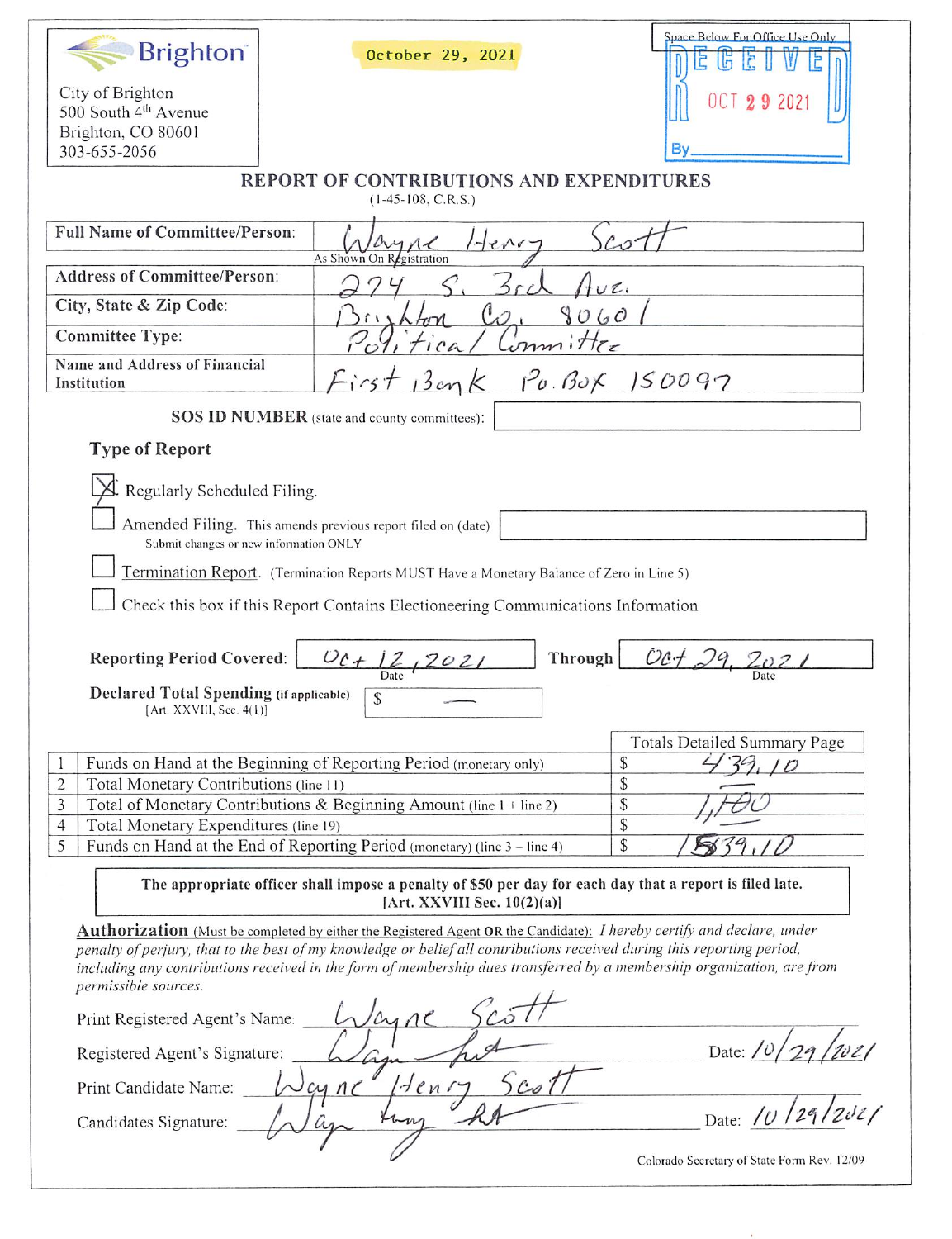Brighton

City of Brighton
500 South 4th Avenue
Brighton, CO 80601
303-655-2056

October 29, 2021

Space Below For Office Use Only

RECEIVED
OCT 29 2021
By

# REPORT OF CONTRIBUTIONS AND EXPENDITURES

(1-45-108, C.R.S.)

| | |
|---|---|
| **Full Name of Committee/Person:** | Wayne Henry Scott (As Shown On Registration) |
| **Address of Committee/Person:** | 274 S. 3rd Ave. |
| **City, State & Zip Code:** | Brighton Co. 80601 |
| **Committee Type:** | Political Committee |
| **Name and Address of Financial Institution** | First Bank Po. Box 150097 |

**SOS ID NUMBER** (state and county committees):

## Type of Report

- [x] Regularly Scheduled Filing.
- [ ] Amended Filing. This amends previous report filed on (date) — Submit changes or new information ONLY
- [ ] Termination Report. (Termination Reports MUST Have a Monetary Balance of Zero in Line 5)
- [ ] Check this box if this Report Contains Electioneering Communications Information

**Reporting Period Covered:** Oct 12, 2021 (Date) **Through** Oct 29, 2021 (Date)

**Declared Total Spending (if applicable)** [Art. XXVIII, Sec. 4(1)] $ —

| | | Totals Detailed Summary Page |
|---|---|---|
| 1 | Funds on Hand at the Beginning of Reporting Period (monetary only) | $ 439.10 |
| 2 | Total Monetary Contributions (line 11) | $ — |
| 3 | Total of Monetary Contributions & Beginning Amount (line 1 + line 2) | $ 1,400 |
| 4 | Total Monetary Expenditures (line 19) | $ |
| 5 | Funds on Hand at the End of Reporting Period (monetary) (line 3 – line 4) | $ 1839.10 |

**The appropriate officer shall impose a penalty of $50 per day for each day that a report is filed late. [Art. XXVIII Sec. 10(2)(a)]**

**Authorization** (Must be completed by either the Registered Agent OR the Candidate): *I hereby certify and declare, under penalty of perjury, that to the best of my knowledge or belief all contributions received during this reporting period, including any contributions received in the form of membership dues transferred by a membership organization, are from permissible sources.*

Print Registered Agent's Name: Wayne Scott

Registered Agent's Signature: [signature] Date: 10/29/2021

Print Candidate Name: Wayne Henry Scott

Candidates Signature: [signature] Date: 10/29/2021

Colorado Secretary of State Form Rev. 12/09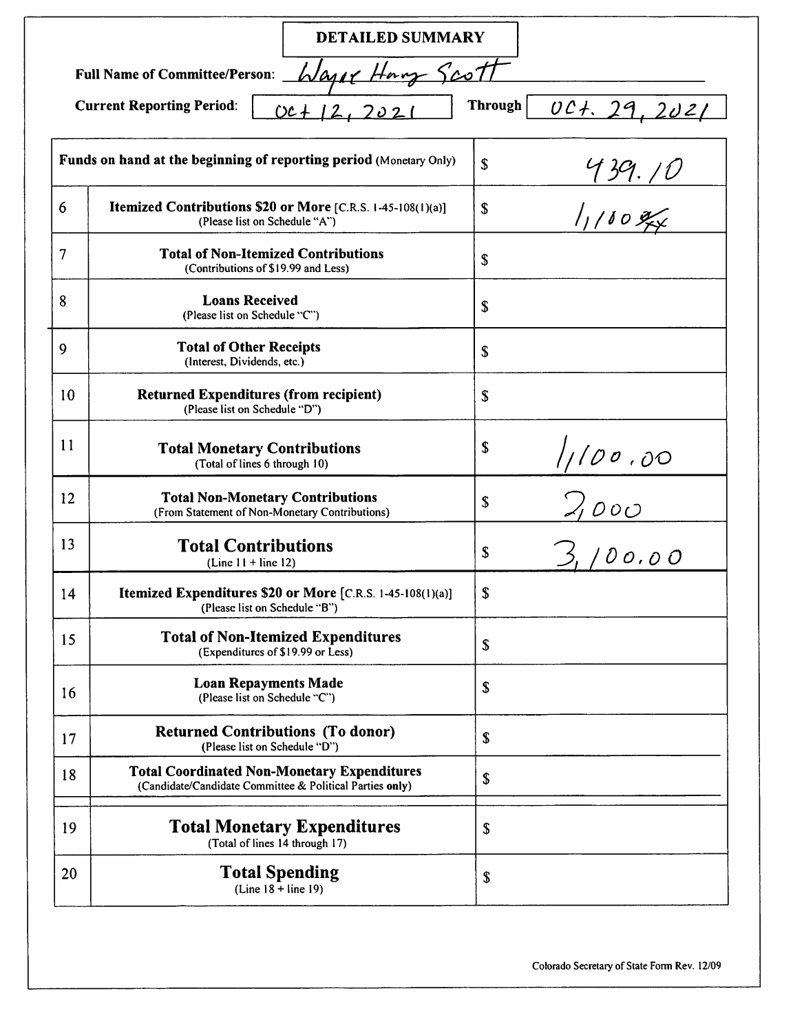# DETAILED SUMMARY

**Full Name of Committee/Person:** Wayne Harry Scott

**Current Reporting Period:** Oct 12, 2021 **Through** Oct. 29, 2021

| | | |
|---|---|---|
| **Funds on hand at the beginning of reporting period** (Monetary Only) | | $ 439.10 |
| 6 | **Itemized Contributions $20 or More** [C.R.S. 1-45-108(1)(a)] (Please list on Schedule "A") | $ 1,100 $^{00}/_{xx}$ |
| 7 | **Total of Non-Itemized Contributions** (Contributions of $19.99 and Less) | $ |
| 8 | **Loans Received** (Please list on Schedule "C") | $ |
| 9 | **Total of Other Receipts** (Interest, Dividends, etc.) | $ |
| 10 | **Returned Expenditures (from recipient)** (Please list on Schedule "D") | $ |
| 11 | **Total Monetary Contributions** (Total of lines 6 through 10) | $ 1,100.00 |
| 12 | **Total Non-Monetary Contributions** (From Statement of Non-Monetary Contributions) | $ 2,000 |
| 13 | **Total Contributions** (Line 11 + line 12) | $ 3,100.00 |
| 14 | **Itemized Expenditures $20 or More** [C.R.S. 1-45-108(1)(a)] (Please list on Schedule "B") | $ |
| 15 | **Total of Non-Itemized Expenditures** (Expenditures of $19.99 or Less) | $ |
| 16 | **Loan Repayments Made** (Please list on Schedule "C") | $ |
| 17 | **Returned Contributions (To donor)** (Please list on Schedule "D") | $ |
| 18 | **Total Coordinated Non-Monetary Expenditures** (Candidate/Candidate Committee & Political Parties **only**) | $ |
| 19 | **Total Monetary Expenditures** (Total of lines 14 through 17) | $ |
| 20 | **Total Spending** (Line 18 + line 19) | $ |

Colorado Secretary of State Form Rev. 12/09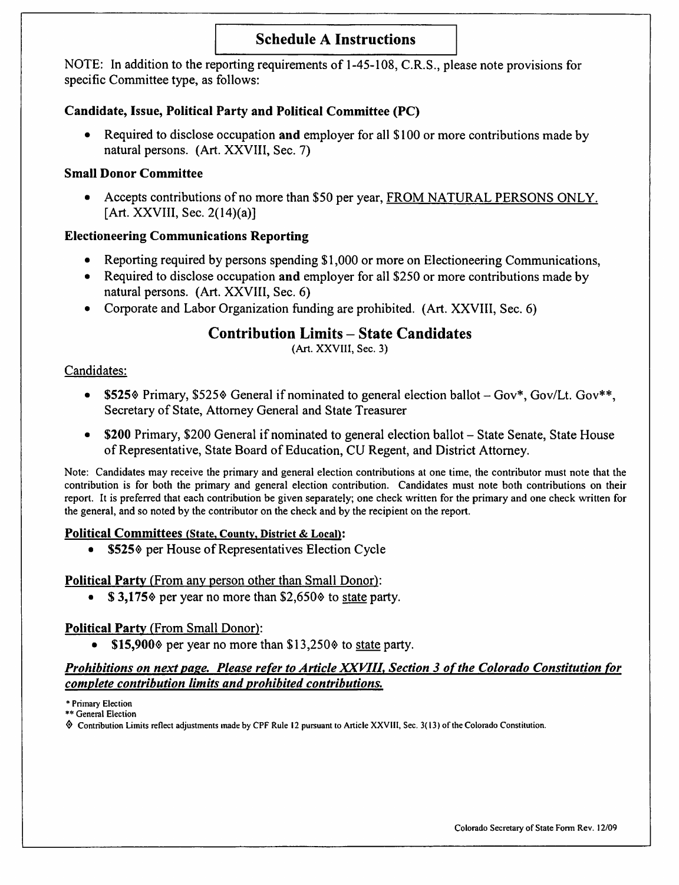# Schedule A Instructions

NOTE: In addition to the reporting requirements of 1-45-108, C.R.S., please note provisions for specific Committee type, as follows:

### Candidate, Issue, Political Party and Political Committee (PC)

- Required to disclose occupation **and** employer for all $100 or more contributions made by natural persons. (Art. XXVIII, Sec. 7)

### Small Donor Committee

- Accepts contributions of no more than $50 per year, <u>FROM NATURAL PERSONS ONLY.</u> [Art. XXVIII, Sec. 2(14)(a)]

### Electioneering Communications Reporting

- Reporting required by persons spending $1,000 or more on Electioneering Communications,
- Required to disclose occupation **and** employer for all $250 or more contributions made by natural persons. (Art. XXVIII, Sec. 6)
- Corporate and Labor Organization funding are prohibited. (Art. XXVIII, Sec. 6)

## Contribution Limits – State Candidates

(Art. XXVIII, Sec. 3)

<u>Candidates:</u>

- **$525◊** Primary, $525◊ General if nominated to general election ballot – Gov*, Gov/Lt. Gov**, Secretary of State, Attorney General and State Treasurer
- **$200** Primary, $200 General if nominated to general election ballot – State Senate, State House of Representative, State Board of Education, CU Regent, and District Attorney.

Note: Candidates may receive the primary and general election contributions at one time, the contributor must note that the contribution is for both the primary and general election contribution. Candidates must note both contributions on their report. It is preferred that each contribution be given separately; one check written for the primary and one check written for the general, and so noted by the contributor on the check and by the recipient on the report.

**<u>Political Committees (State, County, District & Local):</u>**

- **$525◊** per House of Representatives Election Cycle

**<u>Political Party</u>** <u>(From any person other than Small Donor):</u>

- **$ 3,175◊** per year no more than $2,650◊ to <u>state</u> party.

**<u>Political Party</u>** <u>(From Small Donor):</u>

- **$15,900◊** per year no more than $13,250◊ to <u>state</u> party.

***<u>Prohibitions on next page. Please refer to Article XXVIII, Section 3 of the Colorado Constitution for complete contribution limits and prohibited contributions.</u>***

\* Primary Election

** General Election

◊ Contribution Limits reflect adjustments made by CPF Rule 12 pursuant to Article XXVIII, Sec. 3(13) of the Colorado Constitution.

Colorado Secretary of State Form Rev. 12/09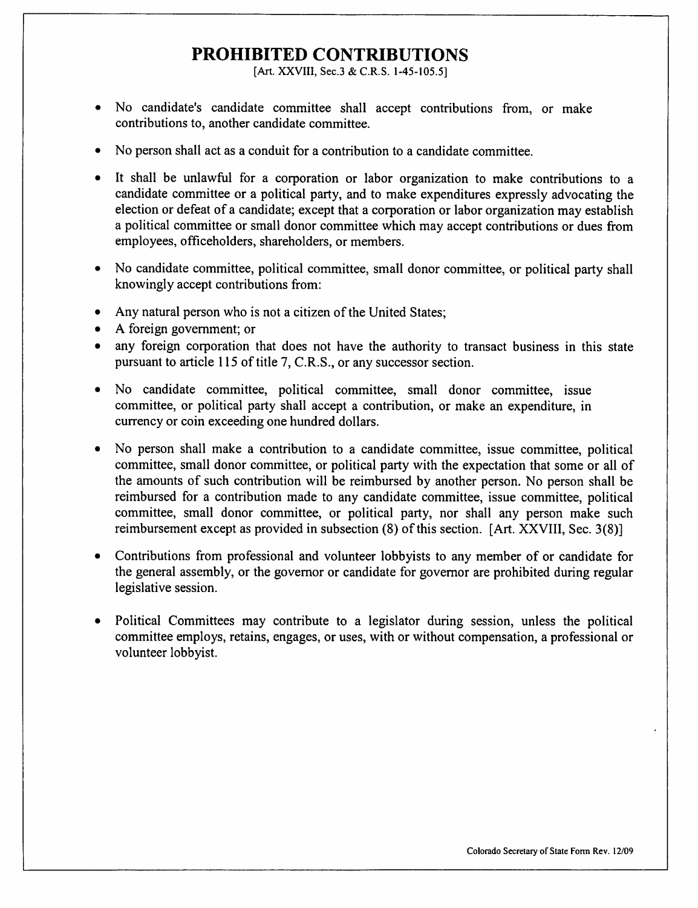# PROHIBITED CONTRIBUTIONS

[Art. XXVIII, Sec.3 & C.R.S. 1-45-105.5]

- No candidate's candidate committee shall accept contributions from, or make contributions to, another candidate committee.
- No person shall act as a conduit for a contribution to a candidate committee.
- It shall be unlawful for a corporation or labor organization to make contributions to a candidate committee or a political party, and to make expenditures expressly advocating the election or defeat of a candidate; except that a corporation or labor organization may establish a political committee or small donor committee which may accept contributions or dues from employees, officeholders, shareholders, or members.
- No candidate committee, political committee, small donor committee, or political party shall knowingly accept contributions from:
- Any natural person who is not a citizen of the United States;
- A foreign government; or
- any foreign corporation that does not have the authority to transact business in this state pursuant to article 115 of title 7, C.R.S., or any successor section.
- No candidate committee, political committee, small donor committee, issue committee, or political party shall accept a contribution, or make an expenditure, in currency or coin exceeding one hundred dollars.
- No person shall make a contribution to a candidate committee, issue committee, political committee, small donor committee, or political party with the expectation that some or all of the amounts of such contribution will be reimbursed by another person. No person shall be reimbursed for a contribution made to any candidate committee, issue committee, political committee, small donor committee, or political party, nor shall any person make such reimbursement except as provided in subsection (8) of this section. [Art. XXVIII, Sec. 3(8)]
- Contributions from professional and volunteer lobbyists to any member of or candidate for the general assembly, or the governor or candidate for governor are prohibited during regular legislative session.
- Political Committees may contribute to a legislator during session, unless the political committee employs, retains, engages, or uses, with or without compensation, a professional or volunteer lobbyist.

Colorado Secretary of State Form Rev. 12/09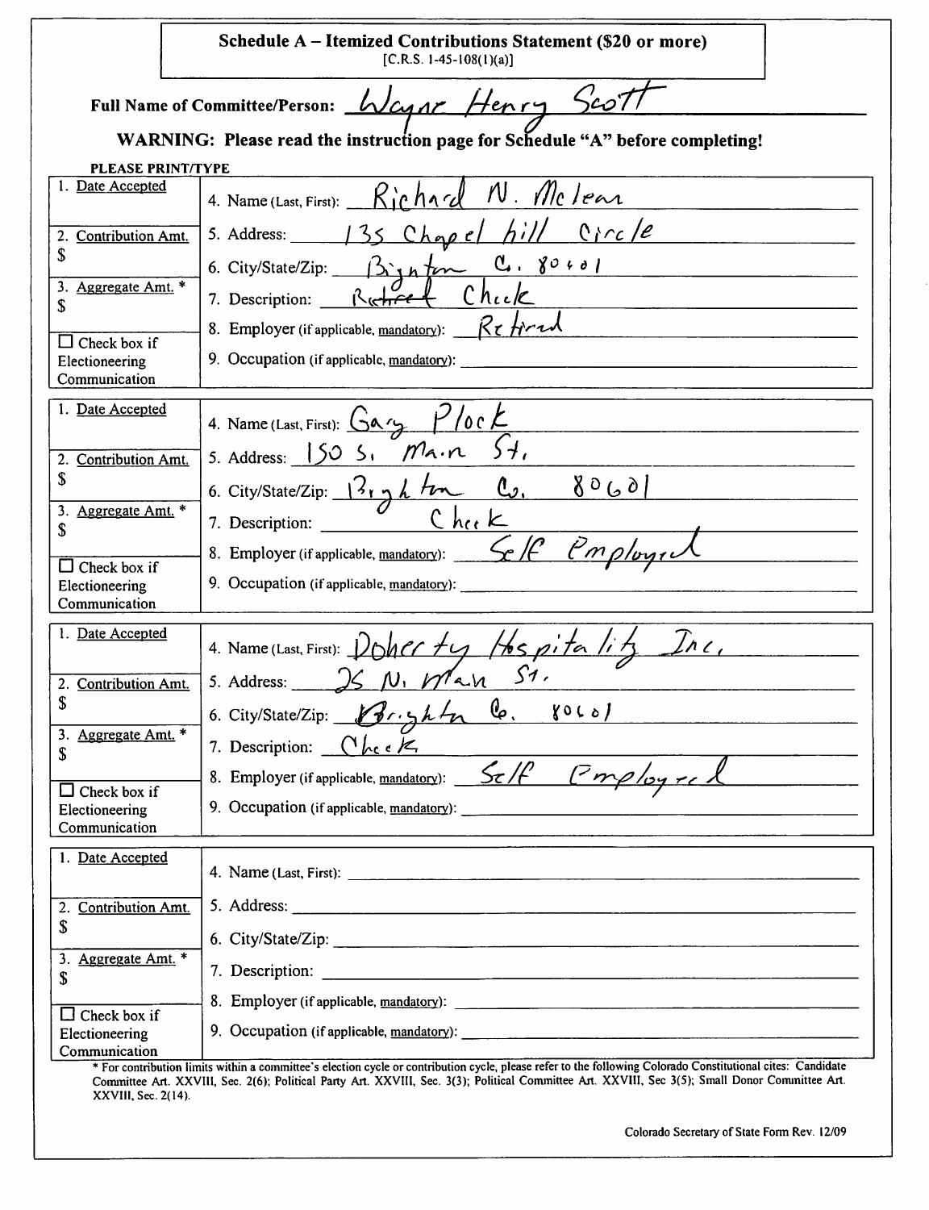**Schedule A – Itemized Contributions Statement ($20 or more)**
[C.R.S. 1-45-108(1)(a)]

**Full Name of Committee/Person:** Wayne Henry Scott

**WARNING: Please read the instruction page for Schedule "A" before completing!**

**PLEASE PRINT/TYPE**

| | |
|---|---|
| 1. Date Accepted | 4. Name (Last, First): Richard N. McLean |
| 2. Contribution Amt. $ | 5. Address: 135 Chapel hill Circle |
| | 6. City/State/Zip: Brighton Co. 80601 |
| 3. Aggregate Amt. * $ | 7. Description: Retiree Check |
| | 8. Employer (if applicable, mandatory): Retired |
| ☐ Check box if Electioneering Communication | 9. Occupation (if applicable, mandatory): |

| | |
|---|---|
| 1. Date Accepted | 4. Name (Last, First): Gary Plock |
| 2. Contribution Amt. $ | 5. Address: 150 S. Main St. |
| | 6. City/State/Zip: Brighton Co. 80601 |
| 3. Aggregate Amt. * $ | 7. Description: Check |
| | 8. Employer (if applicable, mandatory): Self Employed |
| ☐ Check box if Electioneering Communication | 9. Occupation (if applicable, mandatory): |

| | |
|---|---|
| 1. Date Accepted | 4. Name (Last, First): Doherty Hospitality Inc. |
| 2. Contribution Amt. $ | 5. Address: 25 N. Main St. |
| | 6. City/State/Zip: Brighton Co. 80601 |
| 3. Aggregate Amt. * $ | 7. Description: Check |
| | 8. Employer (if applicable, mandatory): Self Employed |
| ☐ Check box if Electioneering Communication | 9. Occupation (if applicable, mandatory): |

| | |
|---|---|
| 1. Date Accepted | 4. Name (Last, First): |
| 2. Contribution Amt. $ | 5. Address: |
| | 6. City/State/Zip: |
| 3. Aggregate Amt. * $ | 7. Description: |
| | 8. Employer (if applicable, mandatory): |
| ☐ Check box if Electioneering Communication | 9. Occupation (if applicable, mandatory): |

* For contribution limits within a committee's election cycle or contribution cycle, please refer to the following Colorado Constitutional cites: Candidate Committee Art. XXVIII, Sec. 2(6); Political Party Art. XXVIII, Sec. 3(3); Political Committee Art. XXVIII, Sec 3(5); Small Donor Committee Art. XXVIII, Sec. 2(14).

Colorado Secretary of State Form Rev. 12/09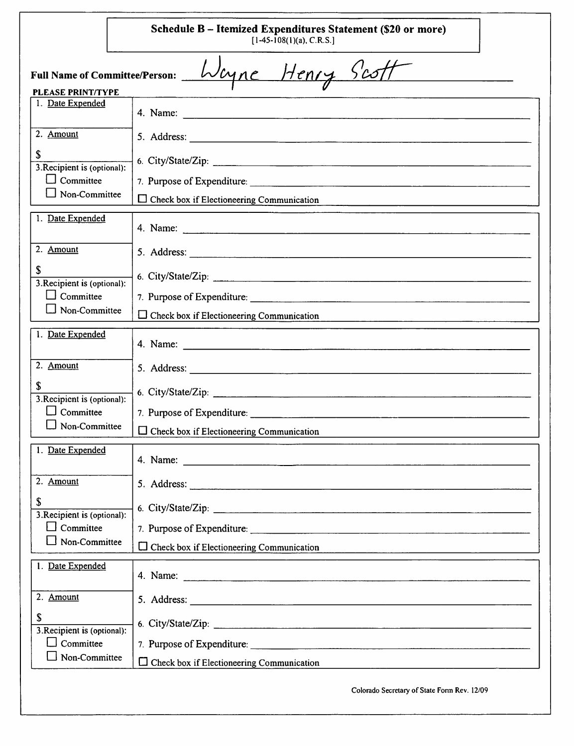# Schedule B – Itemized Expenditures Statement ($20 or more)

[1-45-108(1)(a), C.R.S.]

**Full Name of Committee/Person:** Wayne Henry Scott

**PLEASE PRINT/TYPE**

| | |
|---|---|
| 1. Date Expended | 4. Name: |
| 2. Amount<br>$ | 5. Address: |
| 3. Recipient is (optional):<br>☐ Committee<br>☐ Non-Committee | 6. City/State/Zip:<br>7. Purpose of Expenditure:<br>☐ Check box if Electioneering Communication |

| | |
|---|---|
| 1. Date Expended | 4. Name: |
| 2. Amount<br>$ | 5. Address: |
| 3. Recipient is (optional):<br>☐ Committee<br>☐ Non-Committee | 6. City/State/Zip:<br>7. Purpose of Expenditure:<br>☐ Check box if Electioneering Communication |

| | |
|---|---|
| 1. Date Expended | 4. Name: |
| 2. Amount<br>$ | 5. Address: |
| 3. Recipient is (optional):<br>☐ Committee<br>☐ Non-Committee | 6. City/State/Zip:<br>7. Purpose of Expenditure:<br>☐ Check box if Electioneering Communication |

| | |
|---|---|
| 1. Date Expended | 4. Name: |
| 2. Amount<br>$ | 5. Address: |
| 3. Recipient is (optional):<br>☐ Committee<br>☐ Non-Committee | 6. City/State/Zip:<br>7. Purpose of Expenditure:<br>☐ Check box if Electioneering Communication |

| | |
|---|---|
| 1. Date Expended | 4. Name: |
| 2. Amount<br>$ | 5. Address: |
| 3. Recipient is (optional):<br>☐ Committee<br>☐ Non-Committee | 6. City/State/Zip:<br>7. Purpose of Expenditure:<br>☐ Check box if Electioneering Communication |

Colorado Secretary of State Form Rev. 12/09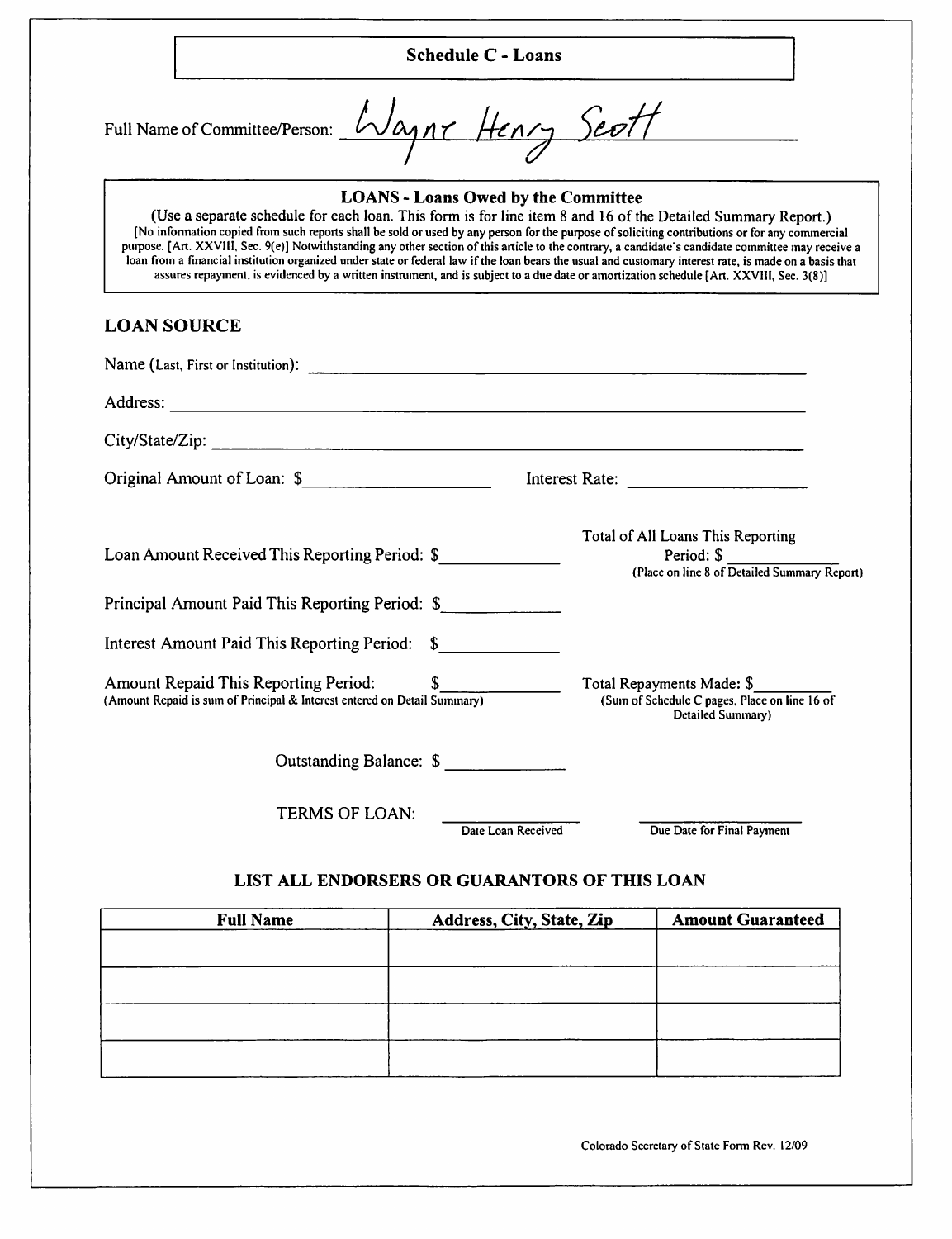# Schedule C - Loans

Full Name of Committee/Person: Wayne Henry Scott

## LOANS - Loans Owed by the Committee

(Use a separate schedule for each loan. This form is for line item 8 and 16 of the Detailed Summary Report.)
[No information copied from such reports shall be sold or used by any person for the purpose of soliciting contributions or for any commercial purpose. [Art. XXVIII, Sec. 9(e)] Notwithstanding any other section of this article to the contrary, a candidate's candidate committee may receive a loan from a financial institution organized under state or federal law if the loan bears the usual and customary interest rate, is made on a basis that assures repayment, is evidenced by a written instrument, and is subject to a due date or amortization schedule [Art. XXVIII, Sec. 3(8)]

## LOAN SOURCE

Name (Last, First or Institution): ____________________

Address: ____________________

City/State/Zip: ____________________

Original Amount of Loan: $__________ Interest Rate: __________

Loan Amount Received This Reporting Period: $__________

Total of All Loans This Reporting Period: $__________
(Place on line 8 of Detailed Summary Report)

Principal Amount Paid This Reporting Period: $__________

Interest Amount Paid This Reporting Period: $__________

Amount Repaid This Reporting Period: $__________
(Amount Repaid is sum of Principal & Interest entered on Detail Summary)

Total Repayments Made: $__________
(Sum of Schedule C pages, Place on line 16 of Detailed Summary)

Outstanding Balance: $__________

TERMS OF LOAN: __________ Date Loan Received __________ Due Date for Final Payment

### LIST ALL ENDORSERS OR GUARANTORS OF THIS LOAN

| Full Name | Address, City, State, Zip | Amount Guaranteed |
| --- | --- | --- |
| | | |
| | | |
| | | |
| | | |

Colorado Secretary of State Form Rev. 12/09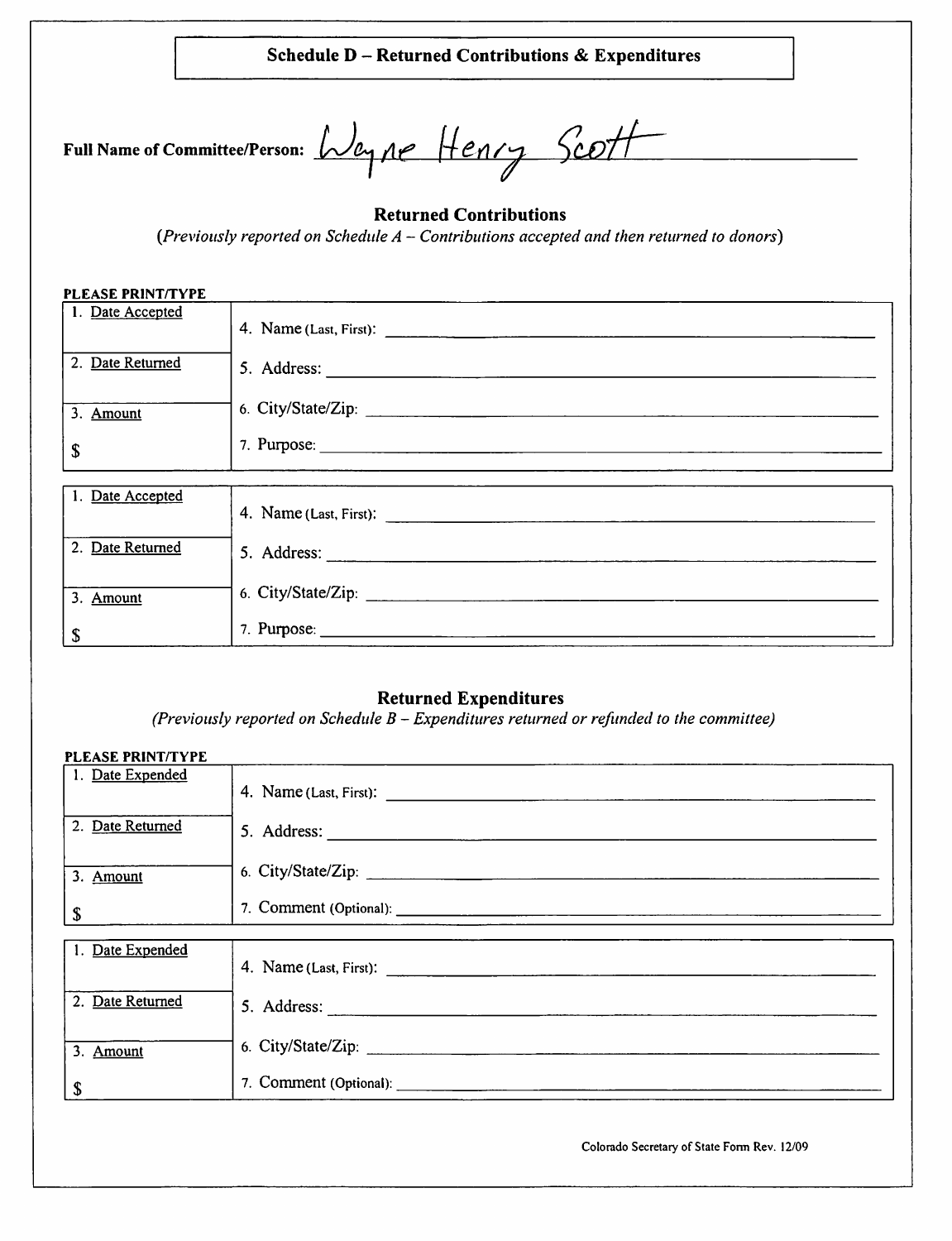## Schedule D – Returned Contributions & Expenditures

**Full Name of Committee/Person:** Wayne Henry Scott

### Returned Contributions

*(Previously reported on Schedule A – Contributions accepted and then returned to donors)*

**PLEASE PRINT/TYPE**

| | |
|---|---|
| 1. Date Accepted | 4. Name (Last, First): |
| 2. Date Returned | 5. Address: |
| 3. Amount | 6. City/State/Zip: |
| $ | 7. Purpose: |

| | |
|---|---|
| 1. Date Accepted | 4. Name (Last, First): |
| 2. Date Returned | 5. Address: |
| 3. Amount | 6. City/State/Zip: |
| $ | 7. Purpose: |

### Returned Expenditures

*(Previously reported on Schedule B – Expenditures returned or refunded to the committee)*

**PLEASE PRINT/TYPE**

| | |
|---|---|
| 1. Date Expended | 4. Name (Last, First): |
| 2. Date Returned | 5. Address: |
| 3. Amount | 6. City/State/Zip: |
| $ | 7. Comment (Optional): |

| | |
|---|---|
| 1. Date Expended | 4. Name (Last, First): |
| 2. Date Returned | 5. Address: |
| 3. Amount | 6. City/State/Zip: |
| $ | 7. Comment (Optional): |

Colorado Secretary of State Form Rev. 12/09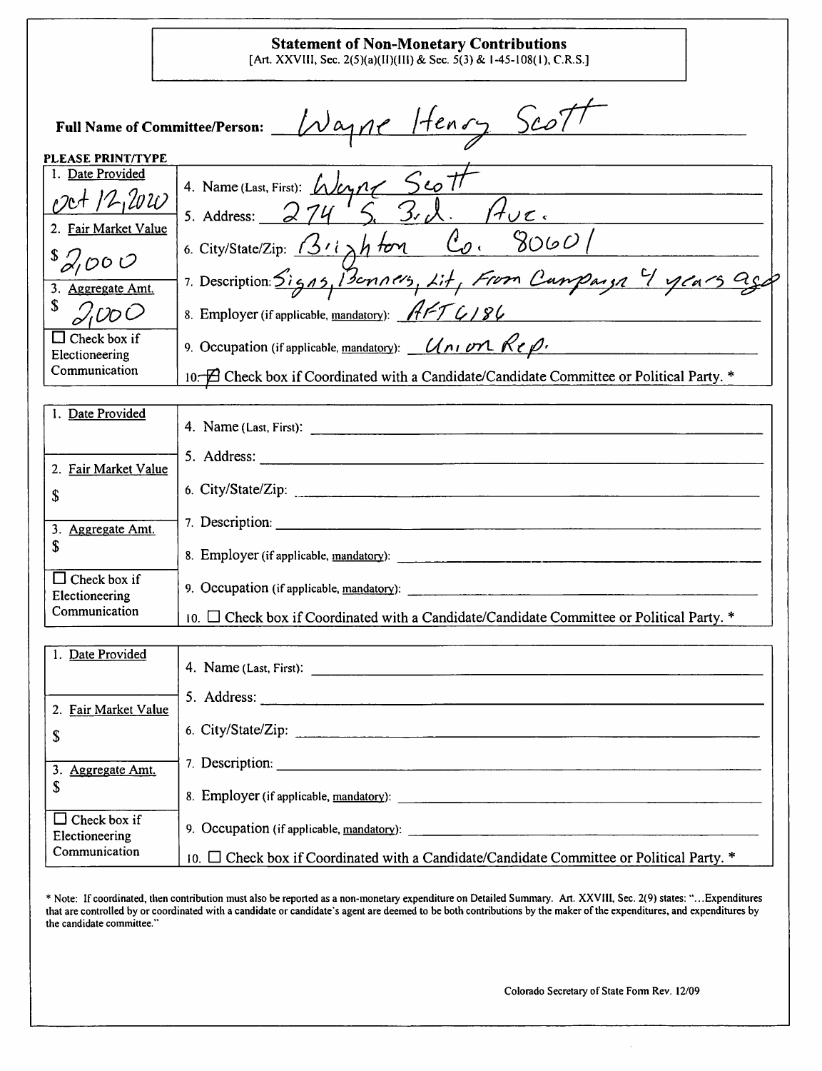# Statement of Non-Monetary Contributions

[Art. XXVIII, Sec. 2(5)(a)(II)(III) & Sec. 5(3) & 1-45-108(1), C.R.S.]

**Full Name of Committee/Person:** Wayne Henry Scott

**PLEASE PRINT/TYPE**

| | |
|---|---|
| 1. Date Provided<br>Oct 12, 2020 | 4. Name (Last, First): Wayne Scott |
| | 5. Address: 274 S. 3rd. Ave. |
| 2. Fair Market Value<br>$ 2,000 | 6. City/State/Zip: Brighton Co. 80601 |
| 3. Aggregate Amt.<br>$ 2,000 | 7. Description: Signs, Banners, Lit, From Campaign 4 years ago |
| | 8. Employer (if applicable, mandatory): AFT 6186 |
| ☐ Check box if Electioneering Communication | 9. Occupation (if applicable, mandatory): Union Rep. |
| | 10. ☒ Check box if Coordinated with a Candidate/Candidate Committee or Political Party. * |

| | |
|---|---|
| 1. Date Provided | 4. Name (Last, First): |
| | 5. Address: |
| 2. Fair Market Value<br>$ | 6. City/State/Zip: |
| 3. Aggregate Amt.<br>$ | 7. Description: |
| | 8. Employer (if applicable, mandatory): |
| ☐ Check box if Electioneering Communication | 9. Occupation (if applicable, mandatory): |
| | 10. ☐ Check box if Coordinated with a Candidate/Candidate Committee or Political Party. * |

| | |
|---|---|
| 1. Date Provided | 4. Name (Last, First): |
| | 5. Address: |
| 2. Fair Market Value<br>$ | 6. City/State/Zip: |
| 3. Aggregate Amt.<br>$ | 7. Description: |
| | 8. Employer (if applicable, mandatory): |
| ☐ Check box if Electioneering Communication | 9. Occupation (if applicable, mandatory): |
| | 10. ☐ Check box if Coordinated with a Candidate/Candidate Committee or Political Party. * |

* Note: If coordinated, then contribution must also be reported as a non-monetary expenditure on Detailed Summary. Art. XXVIII, Sec. 2(9) states: "…Expenditures that are controlled by or coordinated with a candidate or candidate's agent are deemed to be both contributions by the maker of the expenditures, and expenditures by the candidate committee."

Colorado Secretary of State Form Rev. 12/09